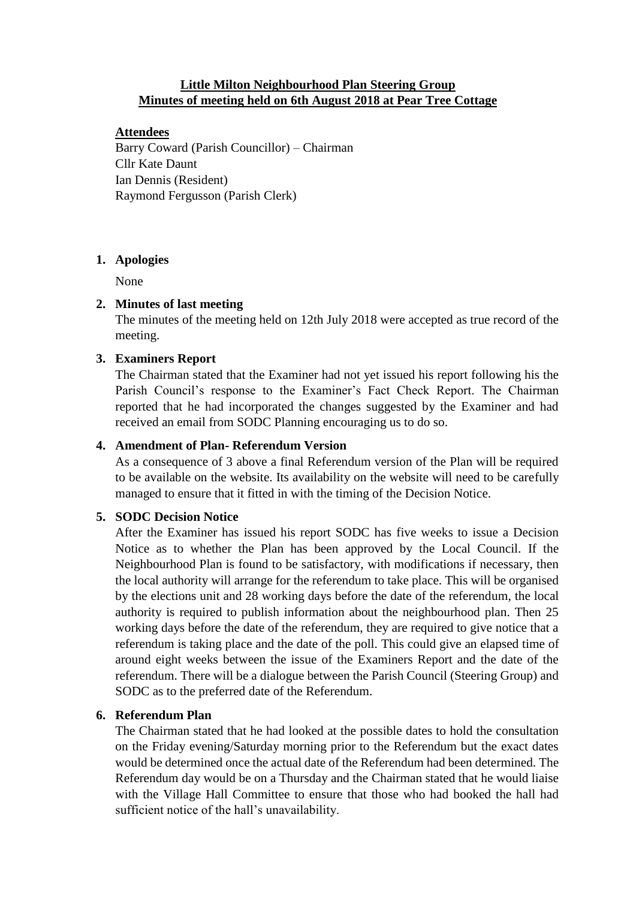**Little Milton Neighbourhood Plan Steering Group**
**Minutes of meeting held on 6th August 2018 at Pear Tree Cottage**

**Attendees**

Barry Coward (Parish Councillor) – Chairman
Cllr Kate Daunt
Ian Dennis (Resident)
Raymond Fergusson (Parish Clerk)

1. **Apologies**

   None

2. **Minutes of last meeting**

   The minutes of the meeting held on 12th July 2018 were accepted as true record of the meeting.

3. **Examiners Report**

   The Chairman stated that the Examiner had not yet issued his report following his the Parish Council's response to the Examiner's Fact Check Report. The Chairman reported that he had incorporated the changes suggested by the Examiner and had received an email from SODC Planning encouraging us to do so.

4. **Amendment of Plan- Referendum Version**

   As a consequence of 3 above a final Referendum version of the Plan will be required to be available on the website. Its availability on the website will need to be carefully managed to ensure that it fitted in with the timing of the Decision Notice.

5. **SODC Decision Notice**

   After the Examiner has issued his report SODC has five weeks to issue a Decision Notice as to whether the Plan has been approved by the Local Council. If the Neighbourhood Plan is found to be satisfactory, with modifications if necessary, then the local authority will arrange for the referendum to take place. This will be organised by the elections unit and 28 working days before the date of the referendum, the local authority is required to publish information about the neighbourhood plan. Then 25 working days before the date of the referendum, they are required to give notice that a referendum is taking place and the date of the poll. This could give an elapsed time of around eight weeks between the issue of the Examiners Report and the date of the referendum. There will be a dialogue between the Parish Council (Steering Group) and SODC as to the preferred date of the Referendum.

6. **Referendum Plan**

   The Chairman stated that he had looked at the possible dates to hold the consultation on the Friday evening/Saturday morning prior to the Referendum but the exact dates would be determined once the actual date of the Referendum had been determined. The Referendum day would be on a Thursday and the Chairman stated that he would liaise with the Village Hall Committee to ensure that those who had booked the hall had sufficient notice of the hall's unavailability.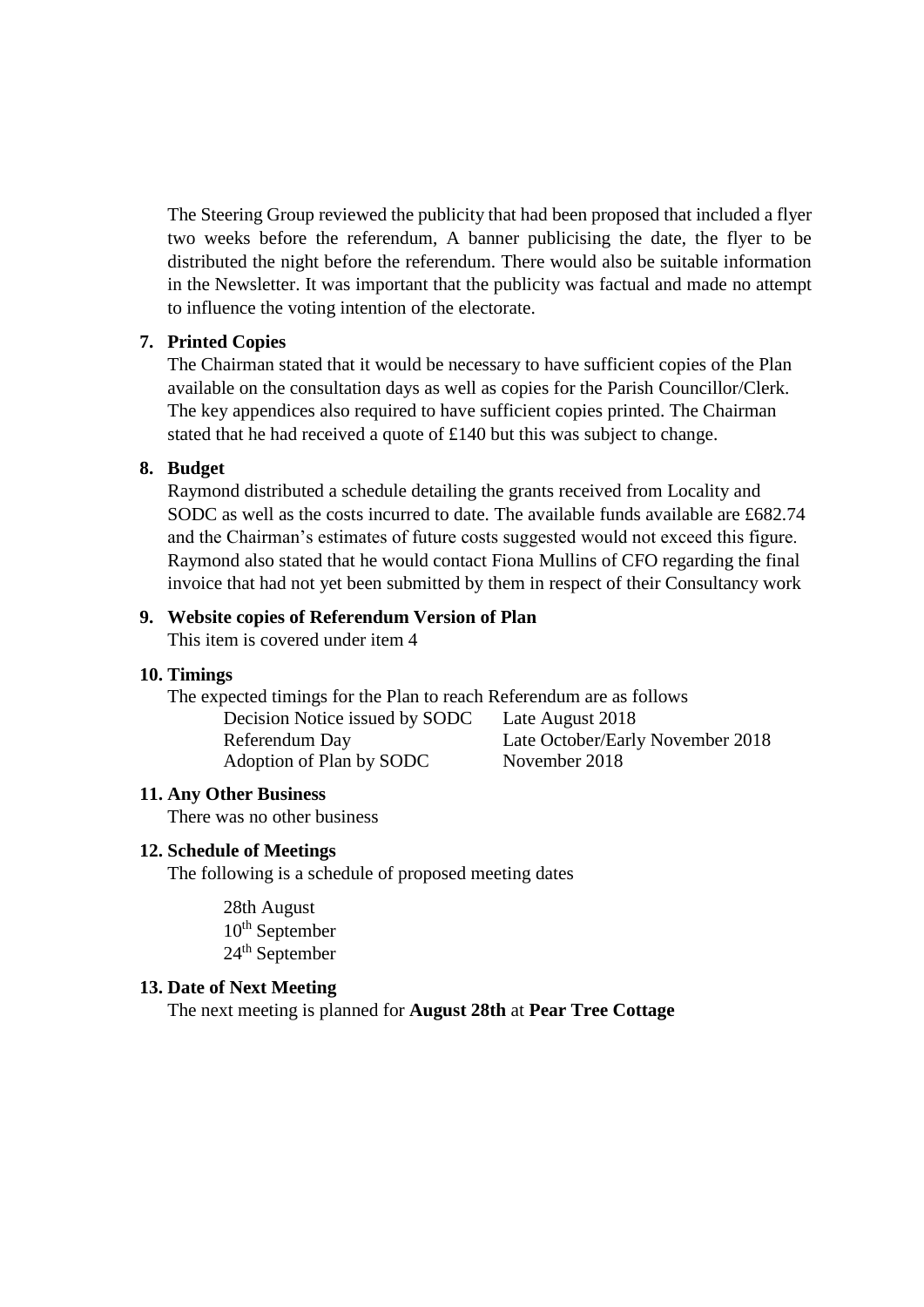The Steering Group reviewed the publicity that had been proposed that included a flyer two weeks before the referendum, A banner publicising the date, the flyer to be distributed the night before the referendum. There would also be suitable information in the Newsletter. It was important that the publicity was factual and made no attempt to influence the voting intention of the electorate.

**7. Printed Copies**

The Chairman stated that it would be necessary to have sufficient copies of the Plan available on the consultation days as well as copies for the Parish Councillor/Clerk. The key appendices also required to have sufficient copies printed. The Chairman stated that he had received a quote of £140 but this was subject to change.

**8. Budget**

Raymond distributed a schedule detailing the grants received from Locality and SODC as well as the costs incurred to date. The available funds available are £682.74 and the Chairman's estimates of future costs suggested would not exceed this figure. Raymond also stated that he would contact Fiona Mullins of CFO regarding the final invoice that had not yet been submitted by them in respect of their Consultancy work

**9. Website copies of Referendum Version of Plan**

This item is covered under item 4

**10. Timings**

The expected timings for the Plan to reach Referendum are as follows

| | |
|---|---|
| Decision Notice issued by SODC | Late August 2018 |
| Referendum Day | Late October/Early November 2018 |
| Adoption of Plan by SODC | November 2018 |

**11. Any Other Business**

There was no other business

**12. Schedule of Meetings**

The following is a schedule of proposed meeting dates

28th August
10th September
24th September

**13. Date of Next Meeting**

The next meeting is planned for **August 28th** at **Pear Tree Cottage**